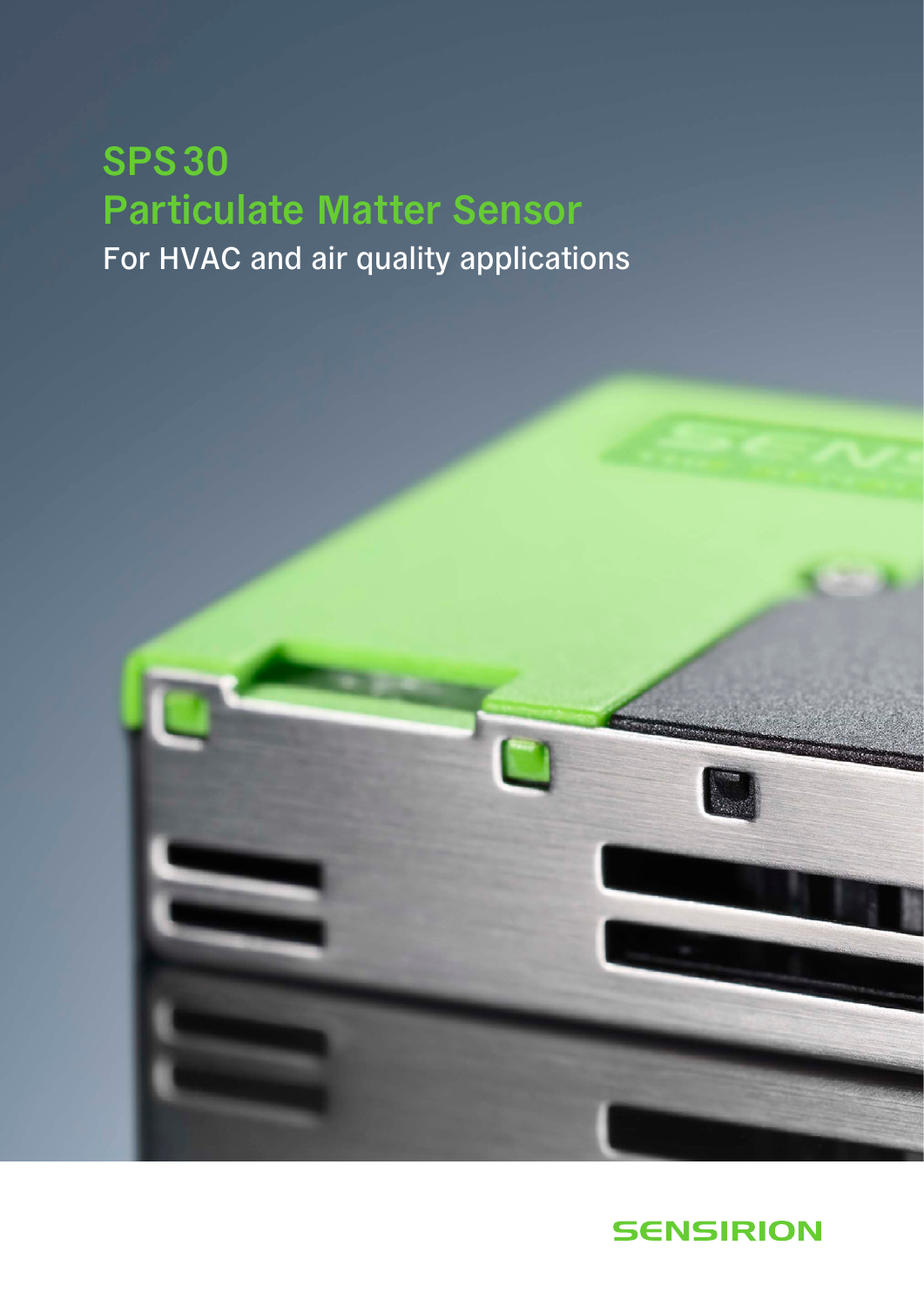# SPS30 Particulate Matter Sensor

For HVAC and air quality applications

SENSIRION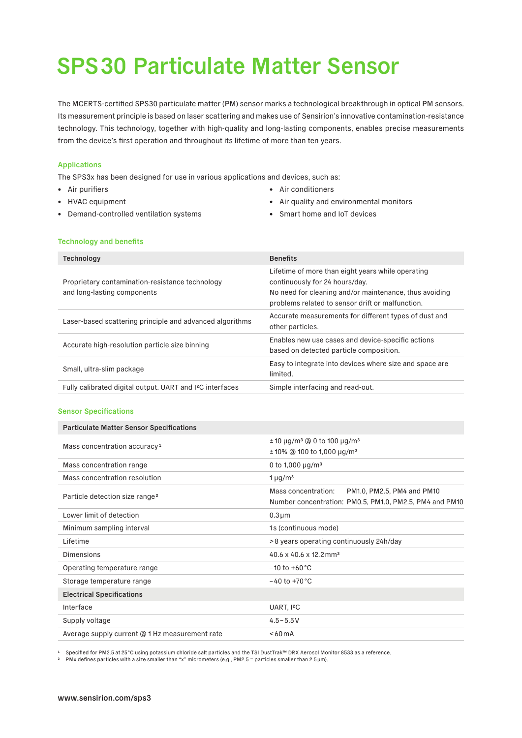# SPS30 Particulate Matter Sensor

The MCERTS-certified SPS30 particulate matter (PM) sensor marks a technological breakthrough in optical PM sensors. Its measurement principle is based on laser scattering and makes use of Sensirion's innovative contamination-resistance technology. This technology, together with high-quality and long-lasting components, enables precise measurements from the device's first operation and throughout its lifetime of more than ten years.

### Applications

The SPS3x has been designed for use in various applications and devices, such as:

- Air purifiers
- HVAC equipment
- Demand-controlled ventilation systems
- Air conditioners
- Air quality and environmental monitors
- Smart home and IoT devices

### Technology and benefits

| Technology | Benefits |
|---|---|
| Proprietary contamination-resistance technology and long-lasting components | Lifetime of more than eight years while operating continuously for 24 hours/day. No need for cleaning and/or maintenance, thus avoiding problems related to sensor drift or malfunction. |
| Laser-based scattering principle and advanced algorithms | Accurate measurements for different types of dust and other particles. |
| Accurate high-resolution particle size binning | Enables new use cases and device-specific actions based on detected particle composition. |
| Small, ultra-slim package | Easy to integrate into devices where size and space are limited. |
| Fully calibrated digital output. UART and I²C interfaces | Simple interfacing and read-out. |

### Sensor Specifications

| Particulate Matter Sensor Specifications | |
|---|---|
| Mass concentration accuracy[1] | ± 10 μg/m³ @ 0 to 100 μg/m³<br>± 10% @ 100 to 1,000 μg/m³ |
| Mass concentration range | 0 to 1,000 μg/m³ |
| Mass concentration resolution | 1 μg/m³ |
| Particle detection size range[2] | Mass concentration: PM1.0, PM2.5, PM4 and PM10<br>Number concentration: PM0.5, PM1.0, PM2.5, PM4 and PM10 |
| Lower limit of detection | 0.3 μm |
| Minimum sampling interval | 1 s (continuous mode) |
| Lifetime | > 8 years operating continuously 24h/day |
| Dimensions | 40.6 x 40.6 x 12.2 mm³ |
| Operating temperature range | −10 to +60 °C |
| Storage temperature range | −40 to +70 °C |
| **Electrical Specifications** | |
| Interface | UART, I²C |
| Supply voltage | 4.5 – 5.5 V |
| Average supply current @ 1 Hz measurement rate | < 60 mA |

[1] Specified for PM2.5 at 25 °C using potassium chloride salt particles and the TSI DustTrak™ DRX Aerosol Monitor 8533 as a reference.
[2] PMx defines particles with a size smaller than "x" micrometers (e.g., PM2.5 = particles smaller than 2.5 μm).

www.sensirion.com/sps3